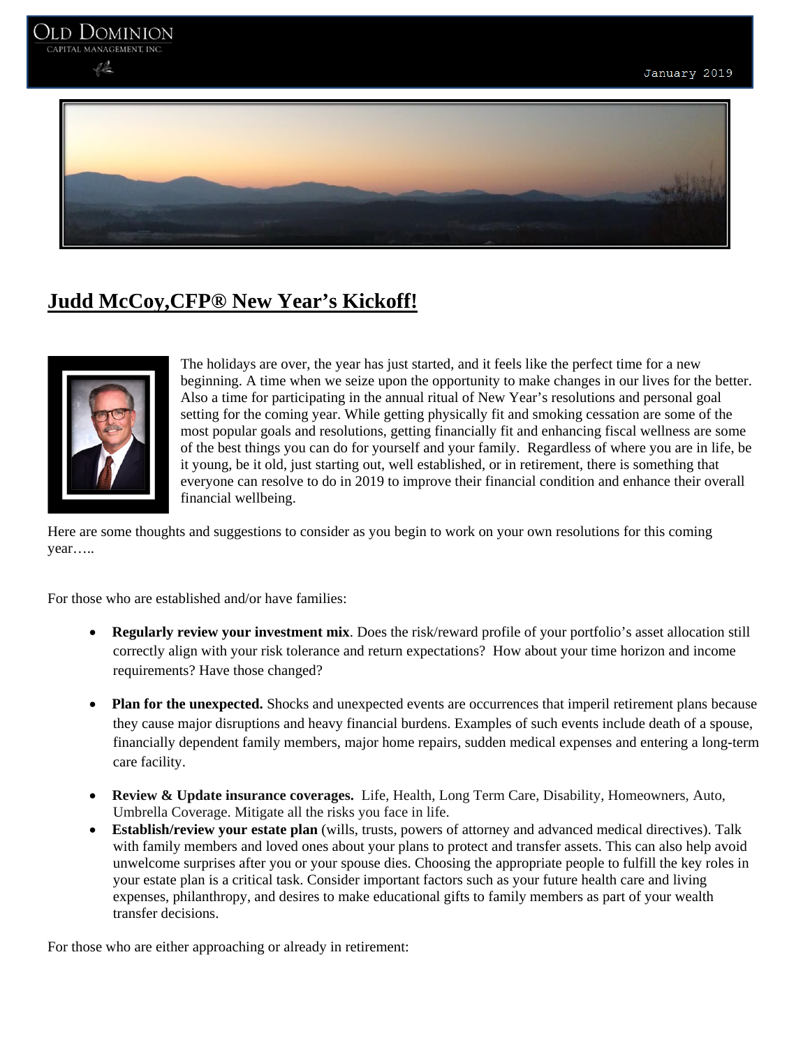January 2019

## Judd McCoy,CFP® New Year's Kickoff!

The holidays are over, the year has just started, and it feels like the perfect time for a new beginning. A time when we seize upon the opportunity to make changes in our lives for the better. Also a time for participating in the annual ritual of New Year's resolutions and personal goal setting for the coming year. While getting physically fit and smoking cessation are some of the most popular goals and resolutions, getting financially fit and enhancing fiscal wellness are some of the best things you can do for yourself and your family. Regardless of where you are in life, be it young, be it old, just starting out, well established, or in retirement, there is something that everyone can resolve to do in 2019 to improve their financial condition and enhance their overall financial wellbeing.

Here are some thoughts and suggestions to consider as you begin to work on your own resolutions for this coming year…..

For those who are established and/or have families:

- **Regularly review your investment mix**. Does the risk/reward profile of your portfolio's asset allocation still correctly align with your risk tolerance and return expectations? How about your time horizon and income requirements? Have those changed?
- **Plan for the unexpected.** Shocks and unexpected events are occurrences that imperil retirement plans because they cause major disruptions and heavy financial burdens. Examples of such events include death of a spouse, financially dependent family members, major home repairs, sudden medical expenses and entering a long-term care facility.
- **Review & Update insurance coverages.** Life, Health, Long Term Care, Disability, Homeowners, Auto, Umbrella Coverage. Mitigate all the risks you face in life.
- **Establish/review your estate plan** (wills, trusts, powers of attorney and advanced medical directives). Talk with family members and loved ones about your plans to protect and transfer assets. This can also help avoid unwelcome surprises after you or your spouse dies. Choosing the appropriate people to fulfill the key roles in your estate plan is a critical task. Consider important factors such as your future health care and living expenses, philanthropy, and desires to make educational gifts to family members as part of your wealth transfer decisions.

For those who are either approaching or already in retirement: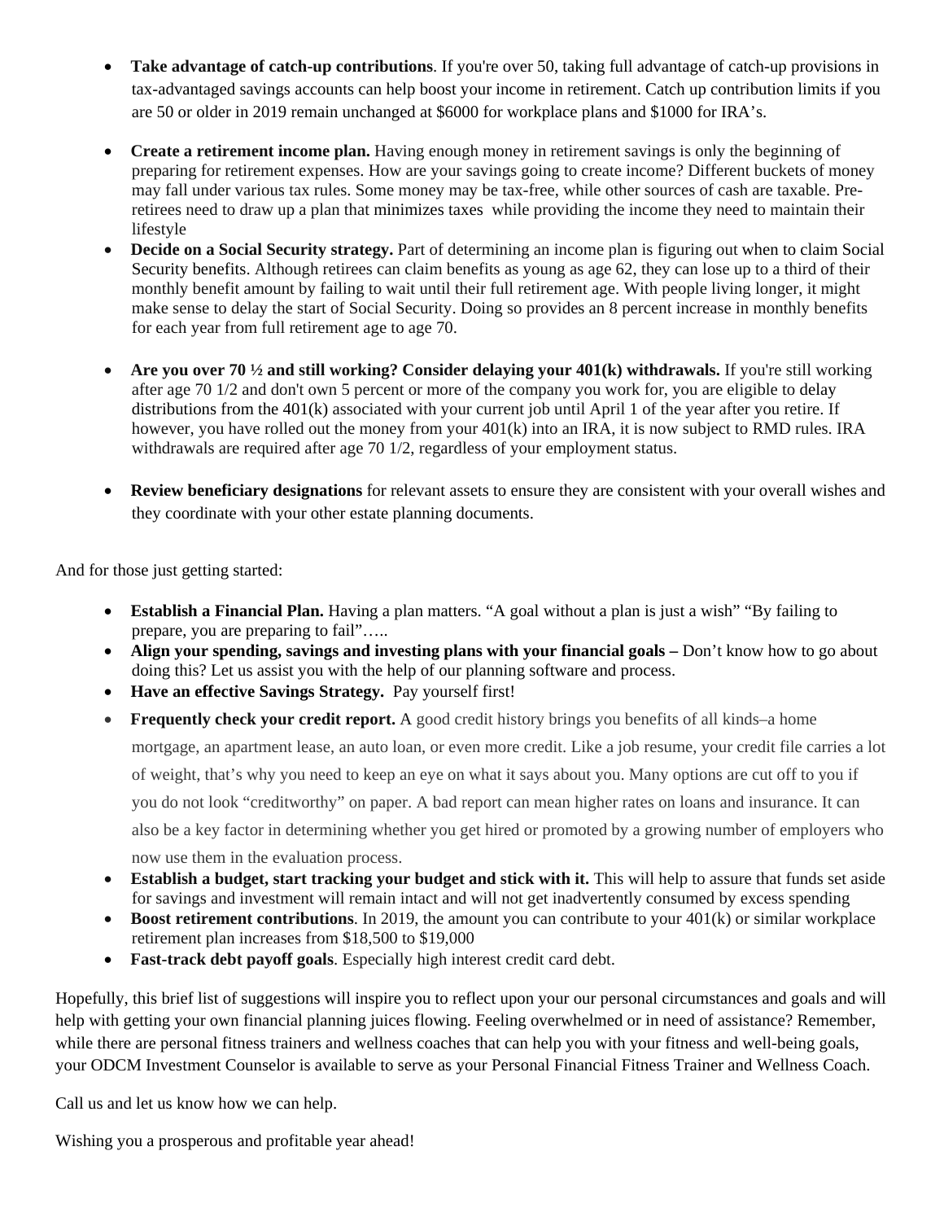- **Take advantage of catch-up contributions**. If you're over 50, taking full advantage of catch-up provisions in tax-advantaged savings accounts can help boost your income in retirement. Catch up contribution limits if you are 50 or older in 2019 remain unchanged at $6000 for workplace plans and $1000 for IRA's.

- **Create a retirement income plan.** Having enough money in retirement savings is only the beginning of preparing for retirement expenses. How are your savings going to create income? Different buckets of money may fall under various tax rules. Some money may be tax-free, while other sources of cash are taxable. Pre-retirees need to draw up a plan that minimizes taxes while providing the income they need to maintain their lifestyle
- **Decide on a Social Security strategy.** Part of determining an income plan is figuring out when to claim Social Security benefits. Although retirees can claim benefits as young as age 62, they can lose up to a third of their monthly benefit amount by failing to wait until their full retirement age. With people living longer, it might make sense to delay the start of Social Security. Doing so provides an 8 percent increase in monthly benefits for each year from full retirement age to age 70.

- **Are you over 70 ½ and still working? Consider delaying your 401(k) withdrawals.** If you're still working after age 70 1/2 and don't own 5 percent or more of the company you work for, you are eligible to delay distributions from the 401(k) associated with your current job until April 1 of the year after you retire. If however, you have rolled out the money from your 401(k) into an IRA, it is now subject to RMD rules. IRA withdrawals are required after age 70 1/2, regardless of your employment status.

- **Review beneficiary designations** for relevant assets to ensure they are consistent with your overall wishes and they coordinate with your other estate planning documents.

And for those just getting started:

- **Establish a Financial Plan.** Having a plan matters. "A goal without a plan is just a wish" "By failing to prepare, you are preparing to fail"…..
- **Align your spending, savings and investing plans with your financial goals –** Don't know how to go about doing this? Let us assist you with the help of our planning software and process.
- **Have an effective Savings Strategy.** Pay yourself first!
- **Frequently check your credit report.** A good credit history brings you benefits of all kinds–a home mortgage, an apartment lease, an auto loan, or even more credit. Like a job resume, your credit file carries a lot of weight, that's why you need to keep an eye on what it says about you. Many options are cut off to you if you do not look "creditworthy" on paper. A bad report can mean higher rates on loans and insurance. It can also be a key factor in determining whether you get hired or promoted by a growing number of employers who now use them in the evaluation process.
- **Establish a budget, start tracking your budget and stick with it.** This will help to assure that funds set aside for savings and investment will remain intact and will not get inadvertently consumed by excess spending
- **Boost retirement contributions**. In 2019, the amount you can contribute to your 401(k) or similar workplace retirement plan increases from $18,500 to $19,000
- **Fast-track debt payoff goals**. Especially high interest credit card debt.

Hopefully, this brief list of suggestions will inspire you to reflect upon your our personal circumstances and goals and will help with getting your own financial planning juices flowing. Feeling overwhelmed or in need of assistance? Remember, while there are personal fitness trainers and wellness coaches that can help you with your fitness and well-being goals, your ODCM Investment Counselor is available to serve as your Personal Financial Fitness Trainer and Wellness Coach.

Call us and let us know how we can help.

Wishing you a prosperous and profitable year ahead!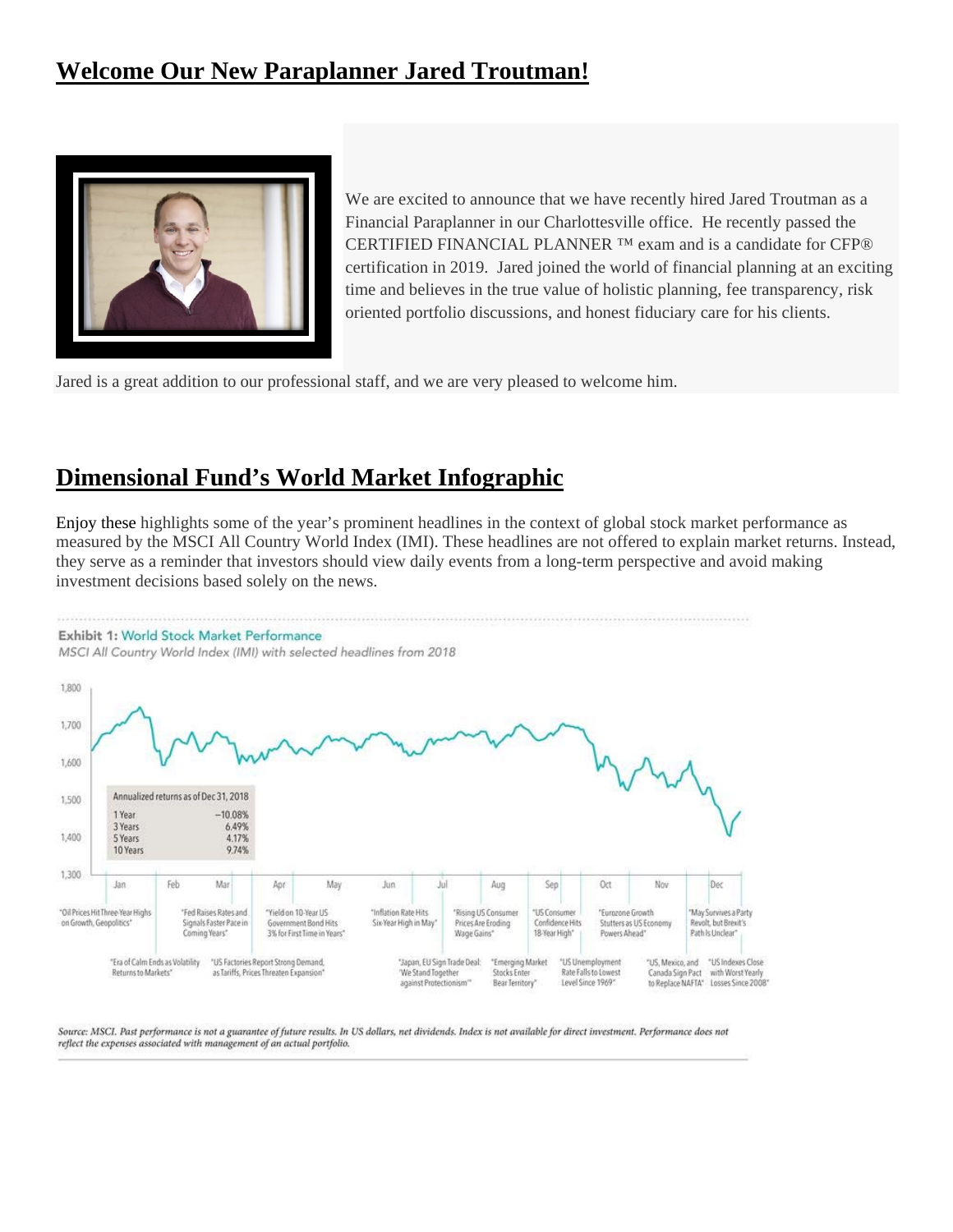## Welcome Our New Paraplanner Jared Troutman!

We are excited to announce that we have recently hired Jared Troutman as a Financial Paraplanner in our Charlottesville office. He recently passed the CERTIFIED FINANCIAL PLANNER ™ exam and is a candidate for CFP® certification in 2019. Jared joined the world of financial planning at an exciting time and believes in the true value of holistic planning, fee transparency, risk oriented portfolio discussions, and honest fiduciary care for his clients.

Jared is a great addition to our professional staff, and we are very pleased to welcome him.

## Dimensional Fund's World Market Infographic

Enjoy these highlights some of the year's prominent headlines in the context of global stock market performance as measured by the MSCI All Country World Index (IMI). These headlines are not offered to explain market returns. Instead, they serve as a reminder that investors should view daily events from a long-term perspective and avoid making investment decisions based solely on the news.

**Exhibit 1:** World Stock Market Performance

*MSCI All Country World Index (IMI) with selected headlines from 2018*

| Annualized returns as of Dec 31, 2018 | |
|---|---|
| 1 Year | −10.08% |
| 3 Years | 6.49% |
| 5 Years | 4.17% |
| 10 Years | 9.74% |

- Jan: "Oil Prices Hit Three-Year Highs on Growth, Geopolitics"
- Feb: "Era of Calm Ends as Volatility Returns to Markets"
- Mar: "Fed Raises Rates and Signals Faster Pace in Coming Years"
- Mar: "US Factories Report Strong Demand, as Tariffs, Prices Threaten Expansion"
- Apr: "Yield on 10-Year US Government Bond Hits 3% for First Time in Years"
- Jun: "Inflation Rate Hits Six-Year High in May"
- Jul: "Japan, EU Sign Trade Deal: 'We Stand Together against Protectionism'"
- Jul: "Rising US Consumer Prices Are Eroding Wage Gains"
- Aug: "Emerging Market Stocks Enter Bear Territory"
- Sep: "US Consumer Confidence Hits 18-Year High"
- Sep: "US Unemployment Rate Falls to Lowest Level Since 1969"
- Oct: "Eurozone Growth Stutters as US Economy Powers Ahead"
- Oct: "US, Mexico, and Canada Sign Pact to Replace NAFTA"
- Dec: "May Survives a Party Revolt, but Brexit's Path Is Unclear"
- Dec: "US Indexes Close with Worst Yearly Losses Since 2008"

*Source: MSCI. Past performance is not a guarantee of future results. In US dollars, net dividends. Index is not available for direct investment. Performance does not reflect the expenses associated with management of an actual portfolio.*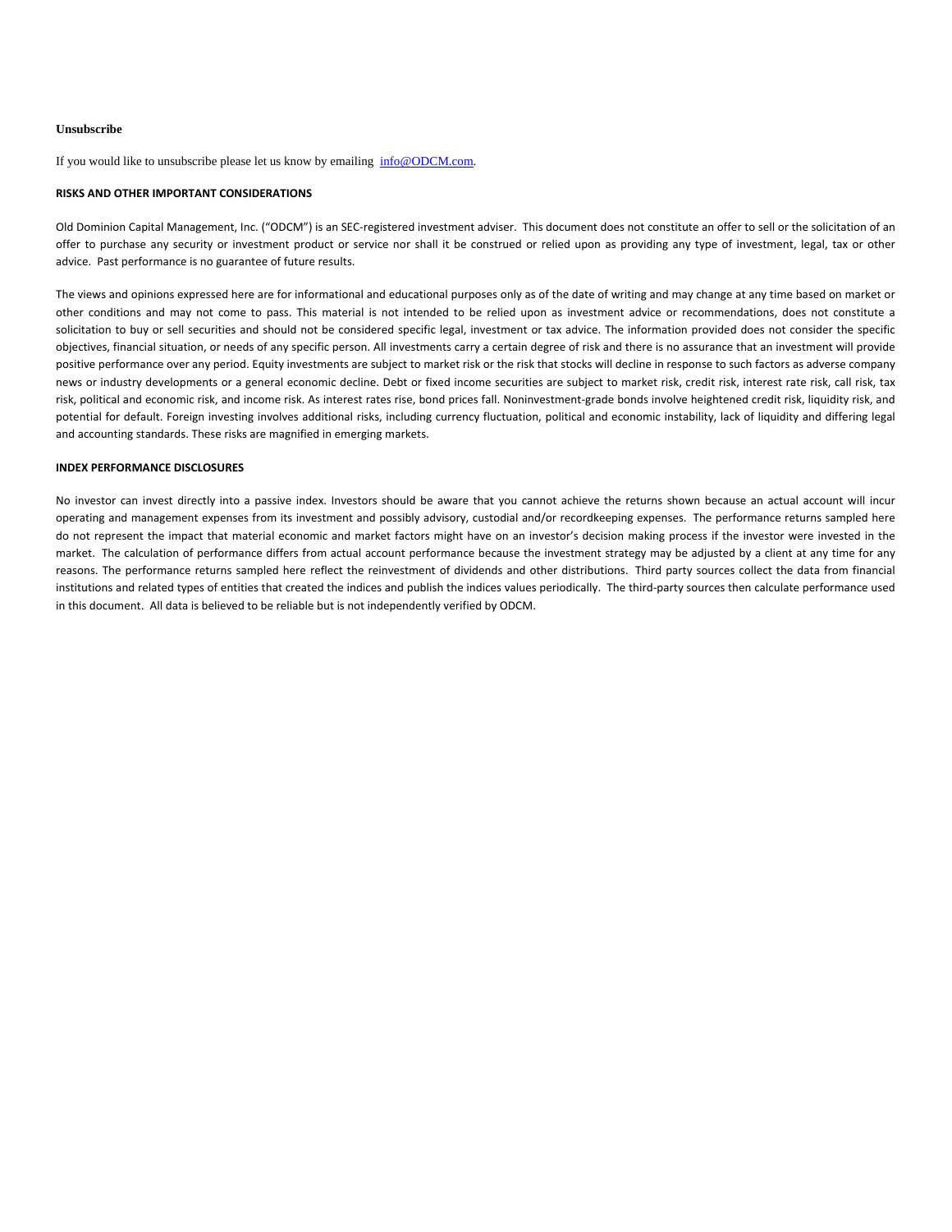**Unsubscribe**

If you would like to unsubscribe please let us know by emailing [info@ODCM.com](mailto:info@ODCM.com).

**RISKS AND OTHER IMPORTANT CONSIDERATIONS**

Old Dominion Capital Management, Inc. ("ODCM") is an SEC-registered investment adviser. This document does not constitute an offer to sell or the solicitation of an offer to purchase any security or investment product or service nor shall it be construed or relied upon as providing any type of investment, legal, tax or other advice. Past performance is no guarantee of future results.

The views and opinions expressed here are for informational and educational purposes only as of the date of writing and may change at any time based on market or other conditions and may not come to pass. This material is not intended to be relied upon as investment advice or recommendations, does not constitute a solicitation to buy or sell securities and should not be considered specific legal, investment or tax advice. The information provided does not consider the specific objectives, financial situation, or needs of any specific person. All investments carry a certain degree of risk and there is no assurance that an investment will provide positive performance over any period. Equity investments are subject to market risk or the risk that stocks will decline in response to such factors as adverse company news or industry developments or a general economic decline. Debt or fixed income securities are subject to market risk, credit risk, interest rate risk, call risk, tax risk, political and economic risk, and income risk. As interest rates rise, bond prices fall. Noninvestment-grade bonds involve heightened credit risk, liquidity risk, and potential for default. Foreign investing involves additional risks, including currency fluctuation, political and economic instability, lack of liquidity and differing legal and accounting standards. These risks are magnified in emerging markets.

**INDEX PERFORMANCE DISCLOSURES**

No investor can invest directly into a passive index. Investors should be aware that you cannot achieve the returns shown because an actual account will incur operating and management expenses from its investment and possibly advisory, custodial and/or recordkeeping expenses. The performance returns sampled here do not represent the impact that material economic and market factors might have on an investor's decision making process if the investor were invested in the market. The calculation of performance differs from actual account performance because the investment strategy may be adjusted by a client at any time for any reasons. The performance returns sampled here reflect the reinvestment of dividends and other distributions. Third party sources collect the data from financial institutions and related types of entities that created the indices and publish the indices values periodically. The third-party sources then calculate performance used in this document. All data is believed to be reliable but is not independently verified by ODCM.